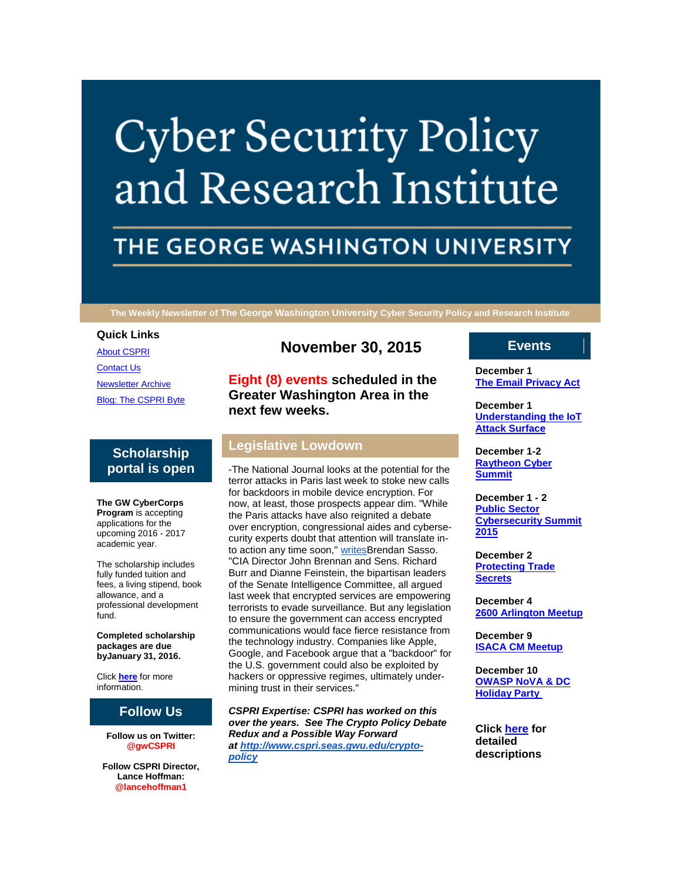# Cyber Security Policy and Research Institute

## THE GEORGE WASHINGTON UNIVERSITY

**The Weekly Newsletter of The George Washington University Cyber Security Policy and Research Institute**

### Quick Links

[About CSPRI](#)

[Contact Us](#)

[Newsletter Archive](#)

[Blog: The CSPRI Byte](#)

## Scholarship portal is open

**The GW CyberCorps Program** is accepting applications for the upcoming 2016 - 2017 academic year.

The scholarship includes fully funded tuition and fees, a living stipend, book allowance, and a professional development fund.

**Completed scholarship packages are due byJanuary 31, 2016.**

Click [here](#) for more information.

## Follow Us

**Follow us on Twitter: @gwCSPRI**

**Follow CSPRI Director, Lance Hoffman: @lancehoffman1**

## November 30, 2015

**Eight (8) events scheduled in the Greater Washington Area in the next few weeks.**

## Legislative Lowdown

-The National Journal looks at the potential for the terror attacks in Paris last week to stoke new calls for backdoors in mobile device encryption. For now, at least, those prospects appear dim. "While the Paris attacks have also reignited a debate over encryption, congressional aides and cybersecurity experts doubt that attention will translate into action any time soon," [writes](#)Brendan Sasso. "CIA Director John Brennan and Sens. Richard Burr and Dianne Feinstein, the bipartisan leaders of the Senate Intelligence Committee, all argued last week that encrypted services are empowering terrorists to evade surveillance. But any legislation to ensure the government can access encrypted communications would face fierce resistance from the technology industry. Companies like Apple, Google, and Facebook argue that a "backdoor" for the U.S. government could also be exploited by hackers or oppressive regimes, ultimately undermining trust in their services."

***CSPRI Expertise: CSPRI has worked on this over the years. See The Crypto Policy Debate Redux and a Possible Way Forward at [http://www.cspri.seas.gwu.edu/crypto-policy](http://www.cspri.seas.gwu.edu/crypto-policy)***

## Events

**December 1**
[The Email Privacy Act](#)

**December 1**
[Understanding the IoT Attack Surface](#)

**December 1-2**
[Raytheon Cyber Summit](#)

**December 1 - 2**
[Public Sector Cybersecurity Summit 2015](#)

**December 2**
[Protecting Trade Secrets](#)

**December 4**
[2600 Arlington Meetup](#)

**December 9**
[ISACA CM Meetup](#)

**December 10**
[OWASP NoVA & DC Holiday Party](#)

**Click [here](#) for detailed descriptions**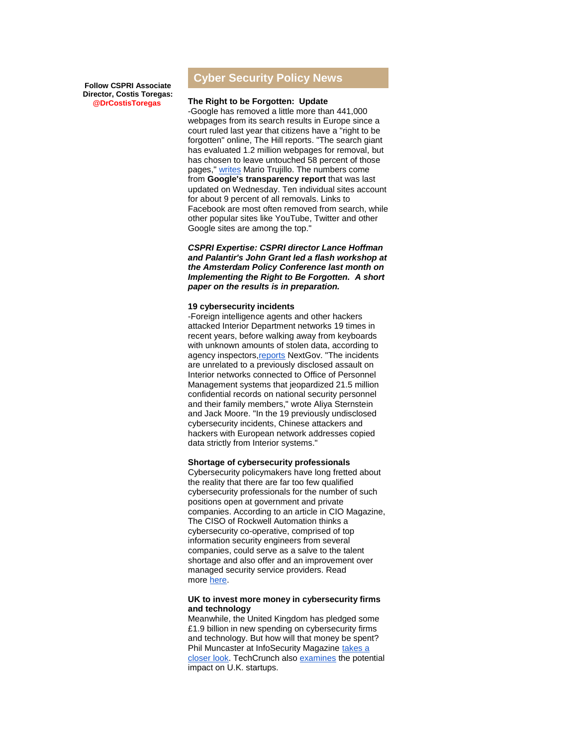**Follow CSPRI Associate Director, Costis Toregas: @DrCostisToregas**

## Cyber Security Policy News

**The Right to be Forgotten: Update**

-Google has removed a little more than 441,000 webpages from its search results in Europe since a court ruled last year that citizens have a "right to be forgotten" online, The Hill reports. "The search giant has evaluated 1.2 million webpages for removal, but has chosen to leave untouched 58 percent of those pages," writes Mario Trujillo. The numbers come from **Google's transparency report** that was last updated on Wednesday. Ten individual sites account for about 9 percent of all removals. Links to Facebook are most often removed from search, while other popular sites like YouTube, Twitter and other Google sites are among the top."

***CSPRI Expertise: CSPRI director Lance Hoffman and Palantir's John Grant led a flash workshop at the Amsterdam Policy Conference last month on Implementing the Right to Be Forgotten. A short paper on the results is in preparation.***

**19 cybersecurity incidents**

-Foreign intelligence agents and other hackers attacked Interior Department networks 19 times in recent years, before walking away from keyboards with unknown amounts of stolen data, according to agency inspectors, reports NextGov. "The incidents are unrelated to a previously disclosed assault on Interior networks connected to Office of Personnel Management systems that jeopardized 21.5 million confidential records on national security personnel and their family members," wrote Aliya Sternstein and Jack Moore. "In the 19 previously undisclosed cybersecurity incidents, Chinese attackers and hackers with European network addresses copied data strictly from Interior systems."

**Shortage of cybersecurity professionals**

Cybersecurity policymakers have long fretted about the reality that there are far too few qualified cybersecurity professionals for the number of such positions open at government and private companies. According to an article in CIO Magazine, The CISO of Rockwell Automation thinks a cybersecurity co-operative, comprised of top information security engineers from several companies, could serve as a salve to the talent shortage and also offer and an improvement over managed security service providers. Read more here.

**UK to invest more money in cybersecurity firms and technology**

Meanwhile, the United Kingdom has pledged some £1.9 billion in new spending on cybersecurity firms and technology. But how will that money be spent? Phil Muncaster at InfoSecurity Magazine takes a closer look. TechCrunch also examines the potential impact on U.K. startups.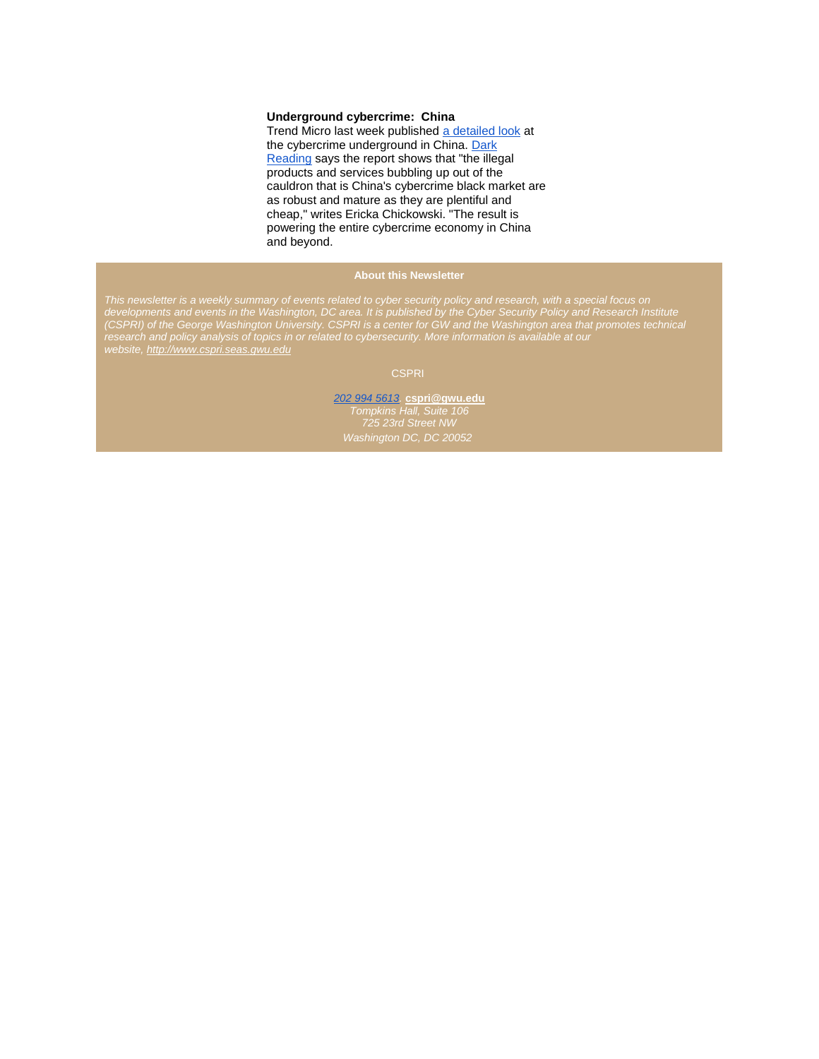**Underground cybercrime: China**
Trend Micro last week published a detailed look at the cybercrime underground in China. Dark Reading says the report shows that "the illegal products and services bubbling up out of the cauldron that is China's cybercrime black market are as robust and mature as they are plentiful and cheap," writes Ericka Chickowski. "The result is powering the entire cybercrime economy in China and beyond.

**About this Newsletter**

*This newsletter is a weekly summary of events related to cyber security policy and research, with a special focus on developments and events in the Washington, DC area. It is published by the Cyber Security Policy and Research Institute (CSPRI) of the George Washington University. CSPRI is a center for GW and the Washington area that promotes technical research and policy analysis of topics in or related to cybersecurity. More information is available at our website, http://www.cspri.seas.gwu.edu*

CSPRI

*202 994 5613* **cspri@gwu.edu**
*Tompkins Hall, Suite 106*
*725 23rd Street NW*
*Washington DC, DC 20052*